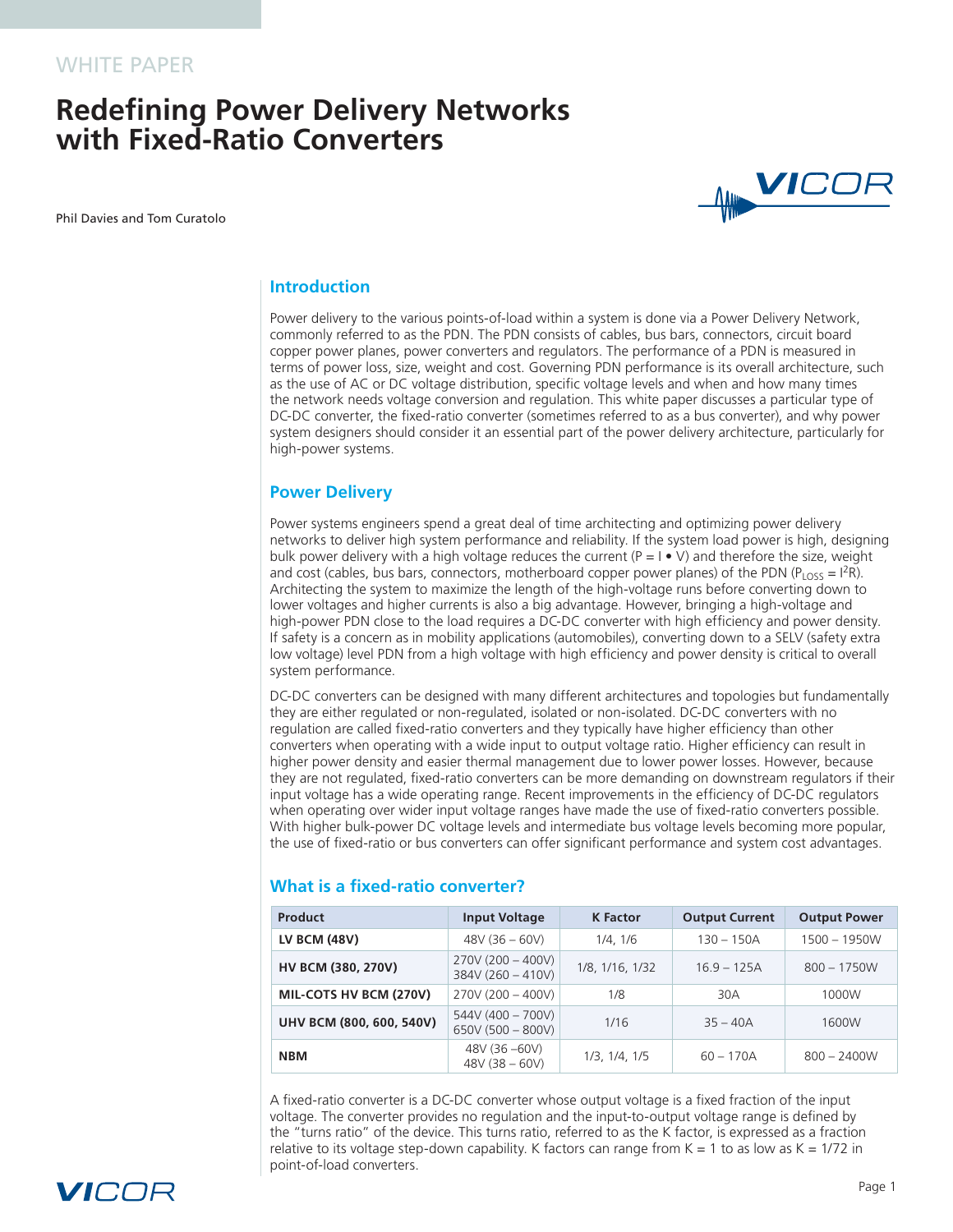WHITE PAPER

# Redefining Power Delivery Networks with Fixed-Ratio Converters

Phil Davies and Tom Curatolo

## Introduction

Power delivery to the various points-of-load within a system is done via a Power Delivery Network, commonly referred to as the PDN. The PDN consists of cables, bus bars, connectors, circuit board copper power planes, power converters and regulators. The performance of a PDN is measured in terms of power loss, size, weight and cost. Governing PDN performance is its overall architecture, such as the use of AC or DC voltage distribution, specific voltage levels and when and how many times the network needs voltage conversion and regulation. This white paper discusses a particular type of DC-DC converter, the fixed-ratio converter (sometimes referred to as a bus converter), and why power system designers should consider it an essential part of the power delivery architecture, particularly for high-power systems.

## Power Delivery

Power systems engineers spend a great deal of time architecting and optimizing power delivery networks to deliver high system performance and reliability. If the system load power is high, designing bulk power delivery with a high voltage reduces the current ($P = I \bullet V$) and therefore the size, weight and cost (cables, bus bars, connectors, motherboard copper power planes) of the PDN ($P_{LOSS} = I^2R$). Architecting the system to maximize the length of the high-voltage runs before converting down to lower voltages and higher currents is also a big advantage. However, bringing a high-voltage and high-power PDN close to the load requires a DC-DC converter with high efficiency and power density. If safety is a concern as in mobility applications (automobiles), converting down to a SELV (safety extra low voltage) level PDN from a high voltage with high efficiency and power density is critical to overall system performance.

DC-DC converters can be designed with many different architectures and topologies but fundamentally they are either regulated or non-regulated, isolated or non-isolated. DC-DC converters with no regulation are called fixed-ratio converters and they typically have higher efficiency than other converters when operating with a wide input to output voltage ratio. Higher efficiency can result in higher power density and easier thermal management due to lower power losses. However, because they are not regulated, fixed-ratio converters can be more demanding on downstream regulators if their input voltage has a wide operating range. Recent improvements in the efficiency of DC-DC regulators when operating over wider input voltage ranges have made the use of fixed-ratio converters possible. With higher bulk-power DC voltage levels and intermediate bus voltage levels becoming more popular, the use of fixed-ratio or bus converters can offer significant performance and system cost advantages.

## What is a fixed-ratio converter?

| Product | Input Voltage | K Factor | Output Current | Output Power |
|---|---|---|---|---|
| **LV BCM (48V)** | 48V (36 – 60V) | 1/4, 1/6 | 130 – 150A | 1500 – 1950W |
| **HV BCM (380, 270V)** | 270V (200 – 400V)<br>384V (260 – 410V) | 1/8, 1/16, 1/32 | 16.9 – 125A | 800 – 1750W |
| **MIL-COTS HV BCM (270V)** | 270V (200 – 400V) | 1/8 | 30A | 1000W |
| **UHV BCM (800, 600, 540V)** | 544V (400 – 700V)<br>650V (500 – 800V) | 1/16 | 35 – 40A | 1600W |
| **NBM** | 48V (36 –60V)<br>48V (38 – 60V) | 1/3, 1/4, 1/5 | 60 – 170A | 800 – 2400W |

A fixed-ratio converter is a DC-DC converter whose output voltage is a fixed fraction of the input voltage. The converter provides no regulation and the input-to-output voltage range is defined by the "turns ratio" of the device. This turns ratio, referred to as the K factor, is expressed as a fraction relative to its voltage step-down capability. K factors can range from K = 1 to as low as K = 1/72 in point-of-load converters.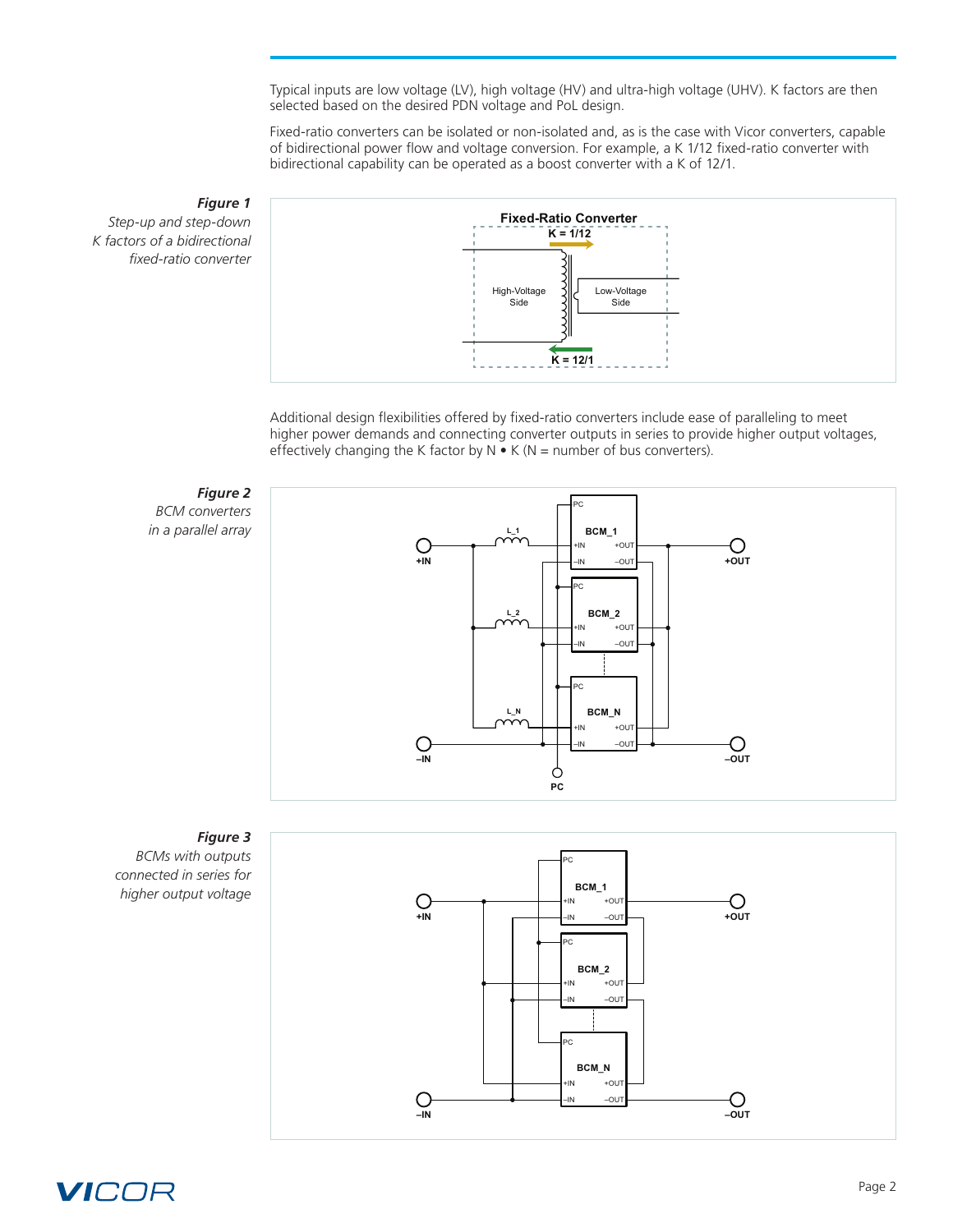Typical inputs are low voltage (LV), high voltage (HV) and ultra-high voltage (UHV). K factors are then selected based on the desired PDN voltage and PoL design.

Fixed-ratio converters can be isolated or non-isolated and, as is the case with Vicor converters, capable of bidirectional power flow and voltage conversion. For example, a K 1/12 fixed-ratio converter with bidirectional capability can be operated as a boost converter with a K of 12/1.

***Figure 1***
*Step-up and step-down K factors of a bidirectional fixed-ratio converter*

Additional design flexibilities offered by fixed-ratio converters include ease of paralleling to meet higher power demands and connecting converter outputs in series to provide higher output voltages, effectively changing the K factor by N • K (N = number of bus converters).

***Figure 2***
*BCM converters in a parallel array*

***Figure 3***
*BCMs with outputs connected in series for higher output voltage*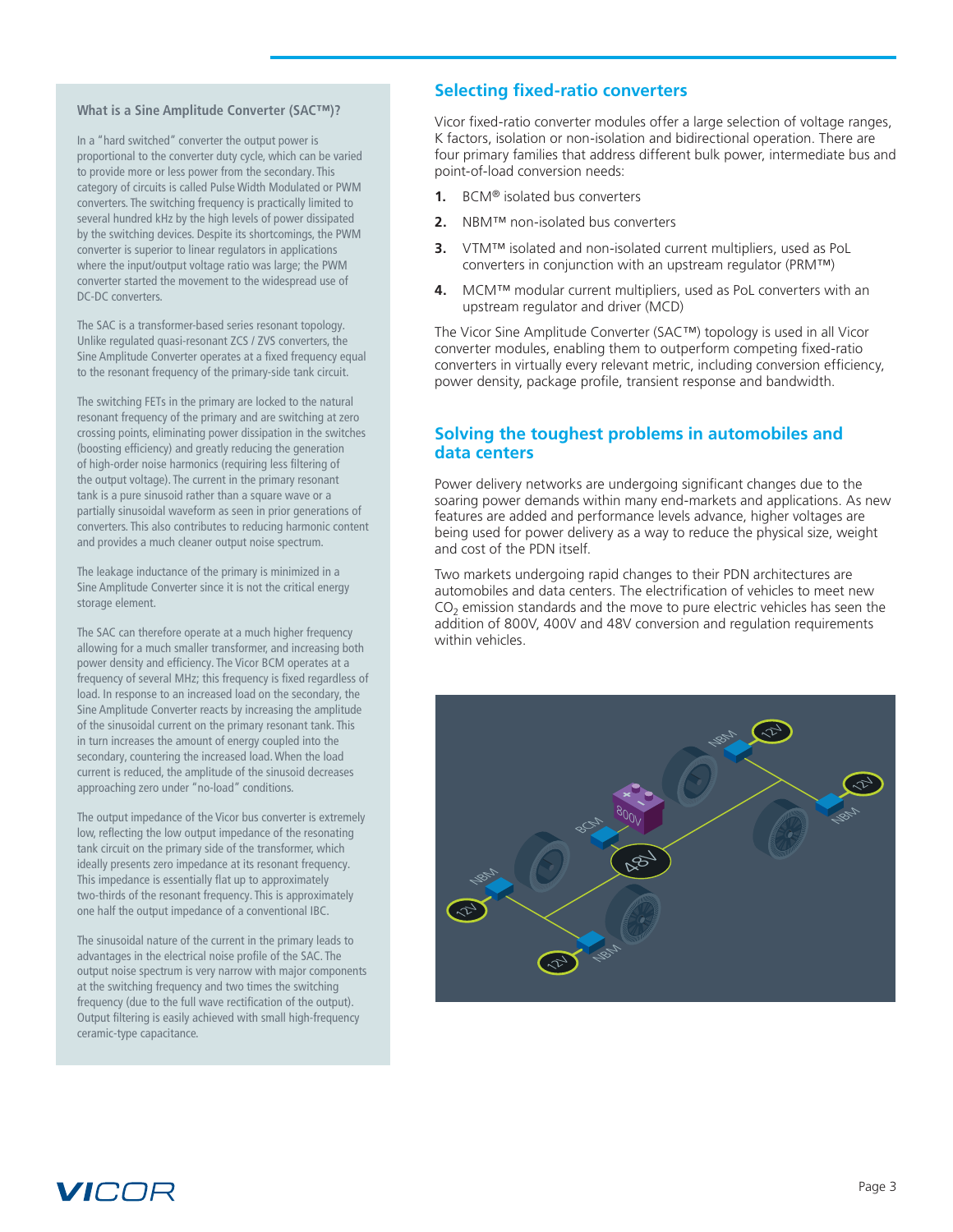### What is a Sine Amplitude Converter (SAC™)?

In a "hard switched" converter the output power is proportional to the converter duty cycle, which can be varied to provide more or less power from the secondary. This category of circuits is called Pulse Width Modulated or PWM converters. The switching frequency is practically limited to several hundred kHz by the high levels of power dissipated by the switching devices. Despite its shortcomings, the PWM converter is superior to linear regulators in applications where the input/output voltage ratio was large; the PWM converter started the movement to the widespread use of DC-DC converters.

The SAC is a transformer-based series resonant topology. Unlike regulated quasi-resonant ZCS / ZVS converters, the Sine Amplitude Converter operates at a fixed frequency equal to the resonant frequency of the primary-side tank circuit.

The switching FETs in the primary are locked to the natural resonant frequency of the primary and are switching at zero crossing points, eliminating power dissipation in the switches (boosting efficiency) and greatly reducing the generation of high-order noise harmonics (requiring less filtering of the output voltage). The current in the primary resonant tank is a pure sinusoid rather than a square wave or a partially sinusoidal waveform as seen in prior generations of converters. This also contributes to reducing harmonic content and provides a much cleaner output noise spectrum.

The leakage inductance of the primary is minimized in a Sine Amplitude Converter since it is not the critical energy storage element.

The SAC can therefore operate at a much higher frequency allowing for a much smaller transformer, and increasing both power density and efficiency. The Vicor BCM operates at a frequency of several MHz; this frequency is fixed regardless of load. In response to an increased load on the secondary, the Sine Amplitude Converter reacts by increasing the amplitude of the sinusoidal current on the primary resonant tank. This in turn increases the amount of energy coupled into the secondary, countering the increased load. When the load current is reduced, the amplitude of the sinusoid decreases approaching zero under "no-load" conditions.

The output impedance of the Vicor bus converter is extremely low, reflecting the low output impedance of the resonating tank circuit on the primary side of the transformer, which ideally presents zero impedance at its resonant frequency. This impedance is essentially flat up to approximately two-thirds of the resonant frequency. This is approximately one half the output impedance of a conventional IBC.

The sinusoidal nature of the current in the primary leads to advantages in the electrical noise profile of the SAC. The output noise spectrum is very narrow with major components at the switching frequency and two times the switching frequency (due to the full wave rectification of the output). Output filtering is easily achieved with small high-frequency ceramic-type capacitance.

## Selecting fixed-ratio converters

Vicor fixed-ratio converter modules offer a large selection of voltage ranges, K factors, isolation or non-isolation and bidirectional operation. There are four primary families that address different bulk power, intermediate bus and point-of-load conversion needs:

1. BCM® isolated bus converters
2. NBM™ non-isolated bus converters
3. VTM™ isolated and non-isolated current multipliers, used as PoL converters in conjunction with an upstream regulator (PRM™)
4. MCM™ modular current multipliers, used as PoL converters with an upstream regulator and driver (MCD)

The Vicor Sine Amplitude Converter (SAC™) topology is used in all Vicor converter modules, enabling them to outperform competing fixed-ratio converters in virtually every relevant metric, including conversion efficiency, power density, package profile, transient response and bandwidth.

## Solving the toughest problems in automobiles and data centers

Power delivery networks are undergoing significant changes due to the soaring power demands within many end-markets and applications. As new features are added and performance levels advance, higher voltages are being used for power delivery as a way to reduce the physical size, weight and cost of the PDN itself.

Two markets undergoing rapid changes to their PDN architectures are automobiles and data centers. The electrification of vehicles to meet new $CO_2$ emission standards and the move to pure electric vehicles has seen the addition of 800V, 400V and 48V conversion and regulation requirements within vehicles.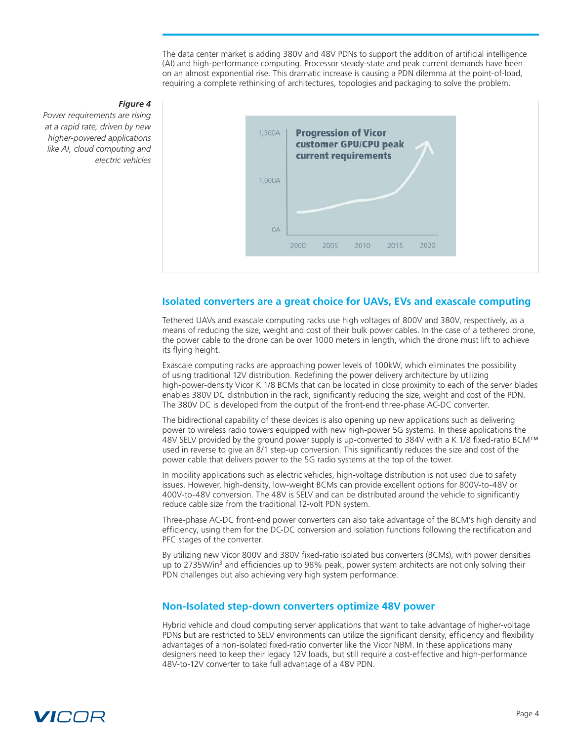The data center market is adding 380V and 48V PDNs to support the addition of artificial intelligence (AI) and high-performance computing. Processor steady-state and peak current demands have been on an almost exponential rise. This dramatic increase is causing a PDN dilemma at the point-of-load, requiring a complete rethinking of architectures, topologies and packaging to solve the problem.

***Figure 4***
*Power requirements are rising at a rapid rate, driven by new higher-powered applications like AI, cloud computing and electric vehicles*

## Isolated converters are a great choice for UAVs, EVs and exascale computing

Tethered UAVs and exascale computing racks use high voltages of 800V and 380V, respectively, as a means of reducing the size, weight and cost of their bulk power cables. In the case of a tethered drone, the power cable to the drone can be over 1000 meters in length, which the drone must lift to achieve its flying height.

Exascale computing racks are approaching power levels of 100kW, which eliminates the possibility of using traditional 12V distribution. Redefining the power delivery architecture by utilizing high-power-density Vicor K 1/8 BCMs that can be located in close proximity to each of the server blades enables 380V DC distribution in the rack, significantly reducing the size, weight and cost of the PDN. The 380V DC is developed from the output of the front-end three-phase AC-DC converter.

The bidirectional capability of these devices is also opening up new applications such as delivering power to wireless radio towers equipped with new high-power 5G systems. In these applications the 48V SELV provided by the ground power supply is up-converted to 384V with a K 1/8 fixed-ratio BCM™ used in reverse to give an 8/1 step-up conversion. This significantly reduces the size and cost of the power cable that delivers power to the 5G radio systems at the top of the tower.

In mobility applications such as electric vehicles, high-voltage distribution is not used due to safety issues. However, high-density, low-weight BCMs can provide excellent options for 800V-to-48V or 400V-to-48V conversion. The 48V is SELV and can be distributed around the vehicle to significantly reduce cable size from the traditional 12-volt PDN system.

Three-phase AC-DC front-end power converters can also take advantage of the BCM's high density and efficiency, using them for the DC-DC conversion and isolation functions following the rectification and PFC stages of the converter.

By utilizing new Vicor 800V and 380V fixed-ratio isolated bus converters (BCMs), with power densities up to 2735W/in$^3$ and efficiencies up to 98% peak, power system architects are not only solving their PDN challenges but also achieving very high system performance.

## Non-Isolated step-down converters optimize 48V power

Hybrid vehicle and cloud computing server applications that want to take advantage of higher-voltage PDNs but are restricted to SELV environments can utilize the significant density, efficiency and flexibility advantages of a non-isolated fixed-ratio converter like the Vicor NBM. In these applications many designers need to keep their legacy 12V loads, but still require a cost-effective and high-performance 48V-to-12V converter to take full advantage of a 48V PDN.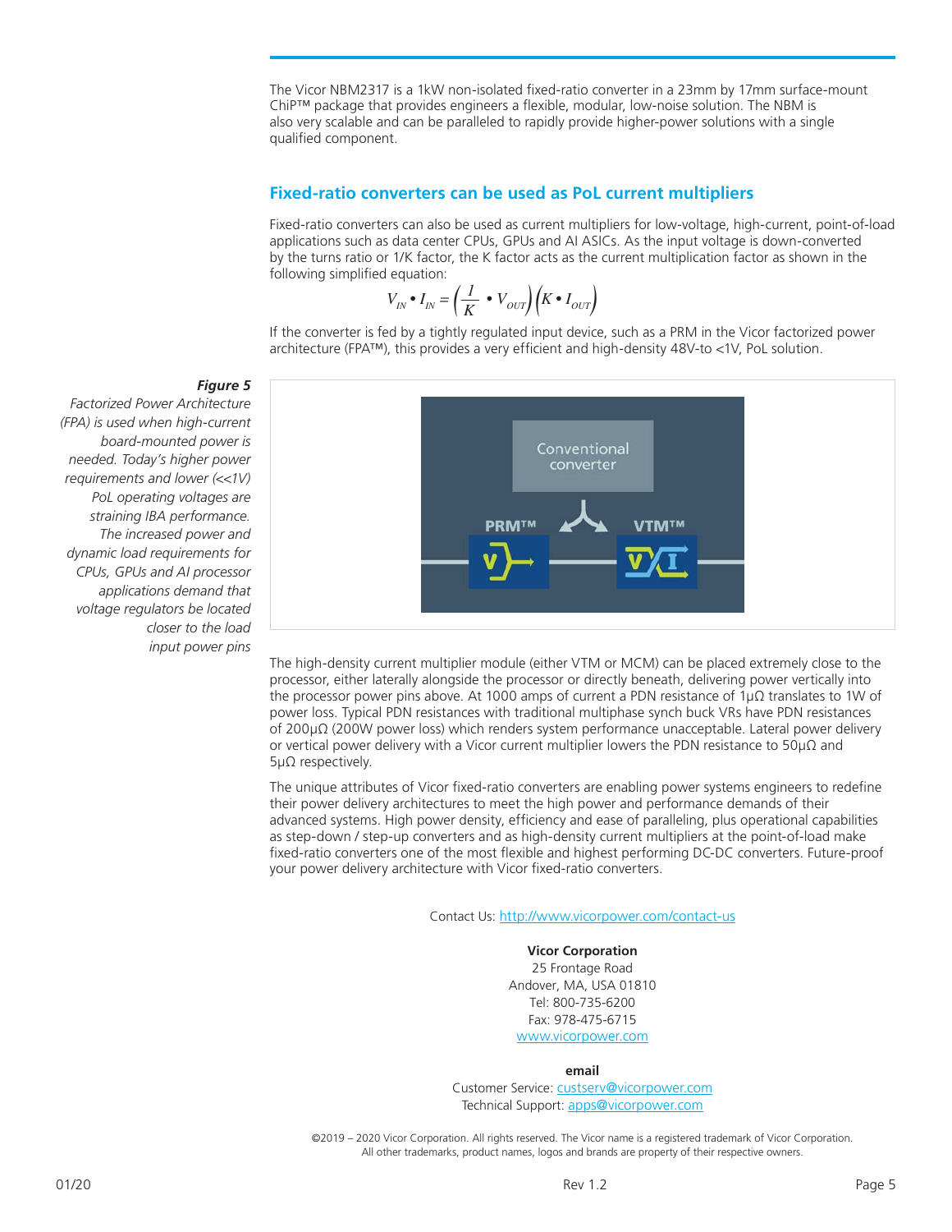The Vicor NBM2317 is a 1kW non-isolated fixed-ratio converter in a 23mm by 17mm surface-mount ChiP™ package that provides engineers a flexible, modular, low-noise solution. The NBM is also very scalable and can be paralleled to rapidly provide higher-power solutions with a single qualified component.

## Fixed-ratio converters can be used as PoL current multipliers

Fixed-ratio converters can also be used as current multipliers for low-voltage, high-current, point-of-load applications such as data center CPUs, GPUs and AI ASICs. As the input voltage is down-converted by the turns ratio or 1/K factor, the K factor acts as the current multiplication factor as shown in the following simplified equation:

$$V_{IN} \bullet I_{IN} = \left(\frac{1}{K} \bullet V_{OUT}\right)\left(K \bullet I_{OUT}\right)$$

If the converter is fed by a tightly regulated input device, such as a PRM in the Vicor factorized power architecture (FPA™), this provides a very efficient and high-density 48V-to <1V, PoL solution.

Conventional converter

PRM™

VTM™

***Figure 5***
*Factorized Power Architecture (FPA) is used when high-current board-mounted power is needed. Today's higher power requirements and lower (<<1V) PoL operating voltages are straining IBA performance. The increased power and dynamic load requirements for CPUs, GPUs and AI processor applications demand that voltage regulators be located closer to the load input power pins*

The high-density current multiplier module (either VTM or MCM) can be placed extremely close to the processor, either laterally alongside the processor or directly beneath, delivering power vertically into the processor power pins above. At 1000 amps of current a PDN resistance of 1µΩ translates to 1W of power loss. Typical PDN resistances with traditional multiphase synch buck VRs have PDN resistances of 200µΩ (200W power loss) which renders system performance unacceptable. Lateral power delivery or vertical power delivery with a Vicor current multiplier lowers the PDN resistance to 50µΩ and 5µΩ respectively.

The unique attributes of Vicor fixed-ratio converters are enabling power systems engineers to redefine their power delivery architectures to meet the high power and performance demands of their advanced systems. High power density, efficiency and ease of paralleling, plus operational capabilities as step-down / step-up converters and as high-density current multipliers at the point-of-load make fixed-ratio converters one of the most flexible and highest performing DC-DC converters. Future-proof your power delivery architecture with Vicor fixed-ratio converters.

Contact Us: http://www.vicorpower.com/contact-us

**Vicor Corporation**
25 Frontage Road
Andover, MA, USA 01810
Tel: 800-735-6200
Fax: 978-475-6715
www.vicorpower.com

**email**
Customer Service: custserv@vicorpower.com
Technical Support: apps@vicorpower.com

©2019 – 2020 Vicor Corporation. All rights reserved. The Vicor name is a registered trademark of Vicor Corporation. All other trademarks, product names, logos and brands are property of their respective owners.

01/20 Rev 1.2